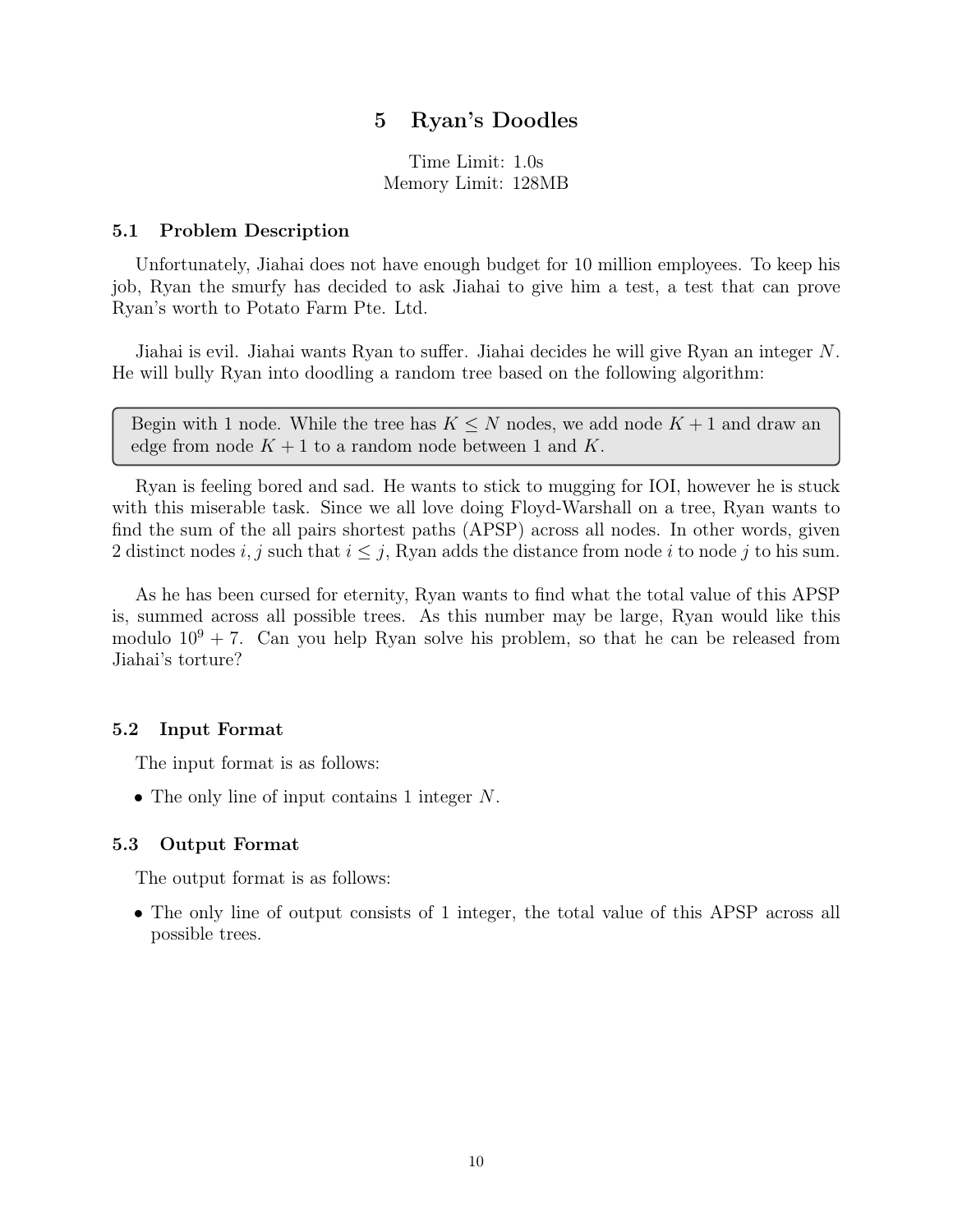# 5 Ryan's Doodles

Time Limit: 1.0s
Memory Limit: 128MB

## 5.1 Problem Description

Unfortunately, Jiahai does not have enough budget for 10 million employees. To keep his job, Ryan the smurfy has decided to ask Jiahai to give him a test, a test that can prove Ryan's worth to Potato Farm Pte. Ltd.

Jiahai is evil. Jiahai wants Ryan to suffer. Jiahai decides he will give Ryan an integer $N$. He will bully Ryan into doodling a random tree based on the following algorithm:

> Begin with 1 node. While the tree has $K \leq N$ nodes, we add node $K + 1$ and draw an edge from node $K + 1$ to a random node between 1 and $K$.

Ryan is feeling bored and sad. He wants to stick to mugging for IOI, however he is stuck with this miserable task. Since we all love doing Floyd-Warshall on a tree, Ryan wants to find the sum of the all pairs shortest paths (APSP) across all nodes. In other words, given 2 distinct nodes $i, j$ such that $i \leq j$, Ryan adds the distance from node $i$ to node $j$ to his sum.

As he has been cursed for eternity, Ryan wants to find what the total value of this APSP is, summed across all possible trees. As this number may be large, Ryan would like this modulo $10^9 + 7$. Can you help Ryan solve his problem, so that he can be released from Jiahai's torture?

## 5.2 Input Format

The input format is as follows:

- The only line of input contains 1 integer $N$.

## 5.3 Output Format

The output format is as follows:

- The only line of output consists of 1 integer, the total value of this APSP across all possible trees.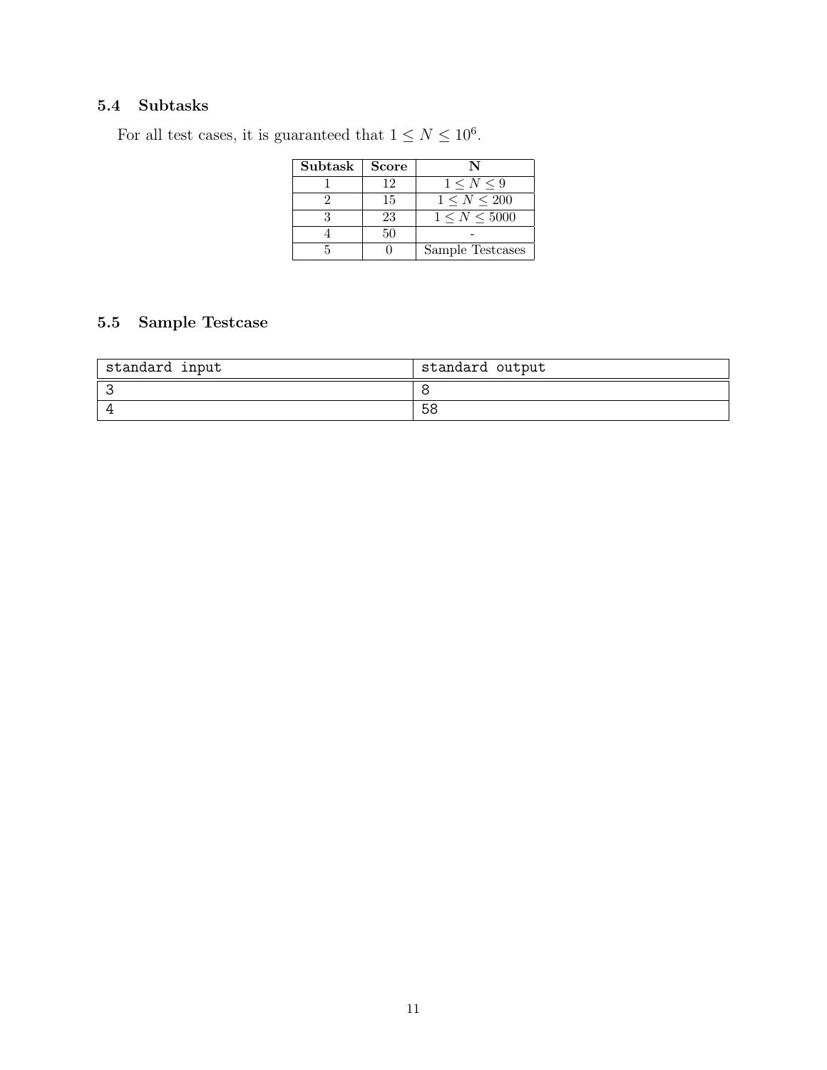### 5.4 Subtasks

For all test cases, it is guaranteed that $1 \leq N \leq 10^6$.

| Subtask | Score | N |
|---|---|---|
| 1 | 12 | $1 \leq N \leq 9$ |
| 2 | 15 | $1 \leq N \leq 200$ |
| 3 | 23 | $1 \leq N \leq 5000$ |
| 4 | 50 | - |
| 5 | 0 | Sample Testcases |

### 5.5 Sample Testcase

| standard input | standard output |
|---|---|
| 3 | 8 |
| 4 | 58 |